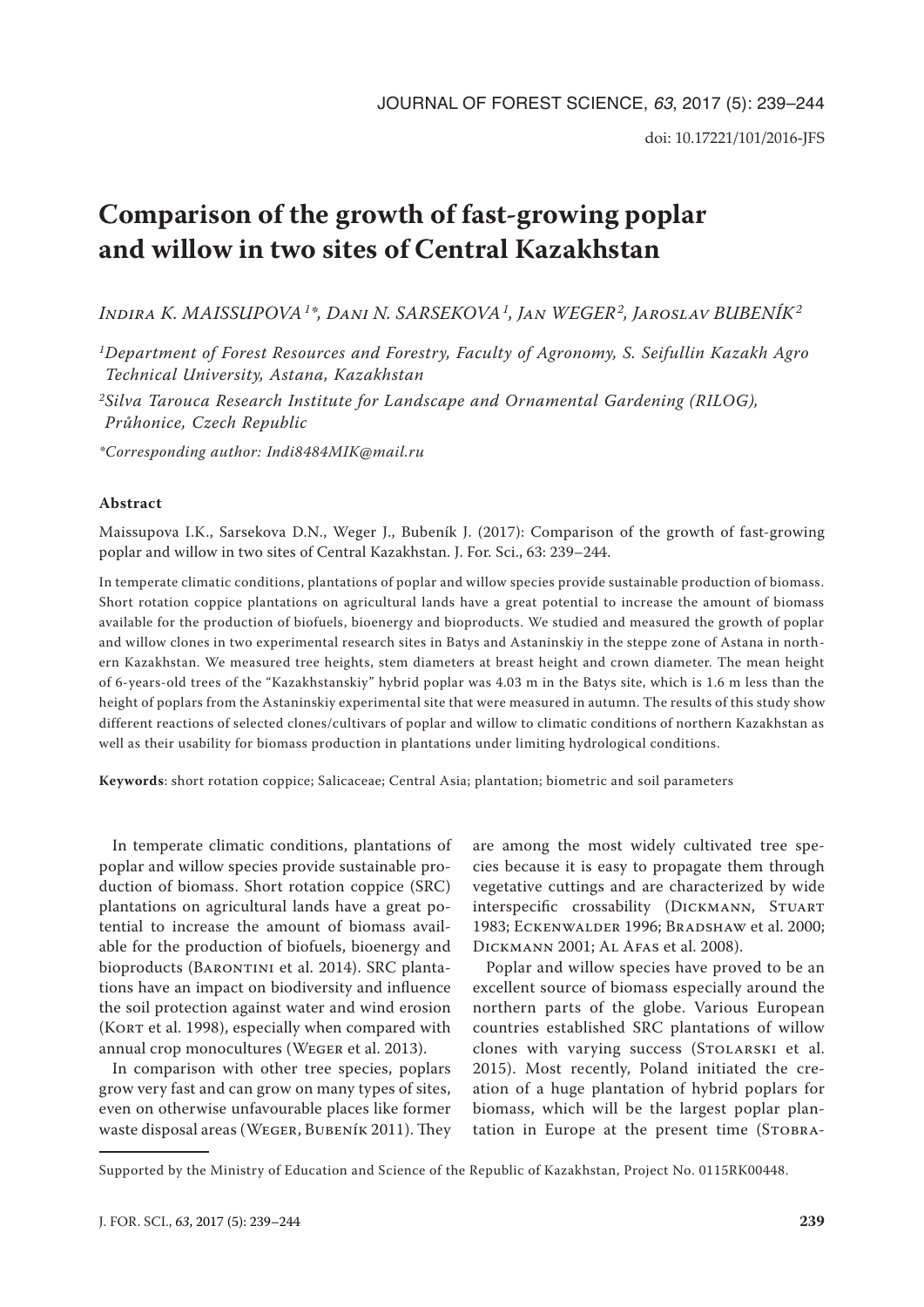doi: 10.17221/101/2016-JFS

# Comparison of the growth of fast-growing poplar and willow in two sites of Central Kazakhstan

*Indira K. MAISSUPOVA[1]\*, Dani N. SARSEKOVA[1], Jan WEGER[2], Jaroslav BUBENÍK[2]*

[1]*Department of Forest Resources and Forestry, Faculty of Agronomy, S. Seifullin Kazakh Agro Technical University, Astana, Kazakhstan*

[2]*Silva Tarouca Research Institute for Landscape and Ornamental Gardening (RILOG), Průhonice, Czech Republic*

*\*Corresponding author: Indi8484MIK@mail.ru*

**Abstract**

Maissupova I.K., Sarsekova D.N., Weger J., Bubeník J. (2017): Comparison of the growth of fast-growing poplar and willow in two sites of Central Kazakhstan. J. For. Sci., 63: 239–244.

In temperate climatic conditions, plantations of poplar and willow species provide sustainable production of biomass. Short rotation coppice plantations on agricultural lands have a great potential to increase the amount of biomass available for the production of biofuels, bioenergy and bioproducts. We studied and measured the growth of poplar and willow clones in two experimental research sites in Batys and Astaninskiy in the steppe zone of Astana in northern Kazakhstan. We measured tree heights, stem diameters at breast height and crown diameter. The mean height of 6-years-old trees of the "Kazakhstanskiy" hybrid poplar was 4.03 m in the Batys site, which is 1.6 m less than the height of poplars from the Astaninskiy experimental site that were measured in autumn. The results of this study show different reactions of selected clones/cultivars of poplar and willow to climatic conditions of northern Kazakhstan as well as their usability for biomass production in plantations under limiting hydrological conditions.

**Keywords**: short rotation coppice; Salicaceae; Central Asia; plantation; biometric and soil parameters

In temperate climatic conditions, plantations of poplar and willow species provide sustainable production of biomass. Short rotation coppice (SRC) plantations on agricultural lands have a great potential to increase the amount of biomass available for the production of biofuels, bioenergy and bioproducts (Barontini et al. 2014). SRC plantations have an impact on biodiversity and influence the soil protection against water and wind erosion (Kort et al. 1998), especially when compared with annual crop monocultures (Weger et al. 2013).

In comparison with other tree species, poplars grow very fast and can grow on many types of sites, even on otherwise unfavourable places like former waste disposal areas (Weger, Bubeník 2011). They are among the most widely cultivated tree species because it is easy to propagate them through vegetative cuttings and are characterized by wide interspecific crossability (Dickmann, Stuart 1983; Eckenwalder 1996; Bradshaw et al. 2000; Dickmann 2001; Al Afas et al. 2008).

Poplar and willow species have proved to be an excellent source of biomass especially around the northern parts of the globe. Various European countries established SRC plantations of willow clones with varying success (Stolarski et al. 2015). Most recently, Poland initiated the creation of a huge plantation of hybrid poplars for biomass, which will be the largest poplar plantation in Europe at the present time (Stobra-

Supported by the Ministry of Education and Science of the Republic of Kazakhstan, Project No. 0115RK00448.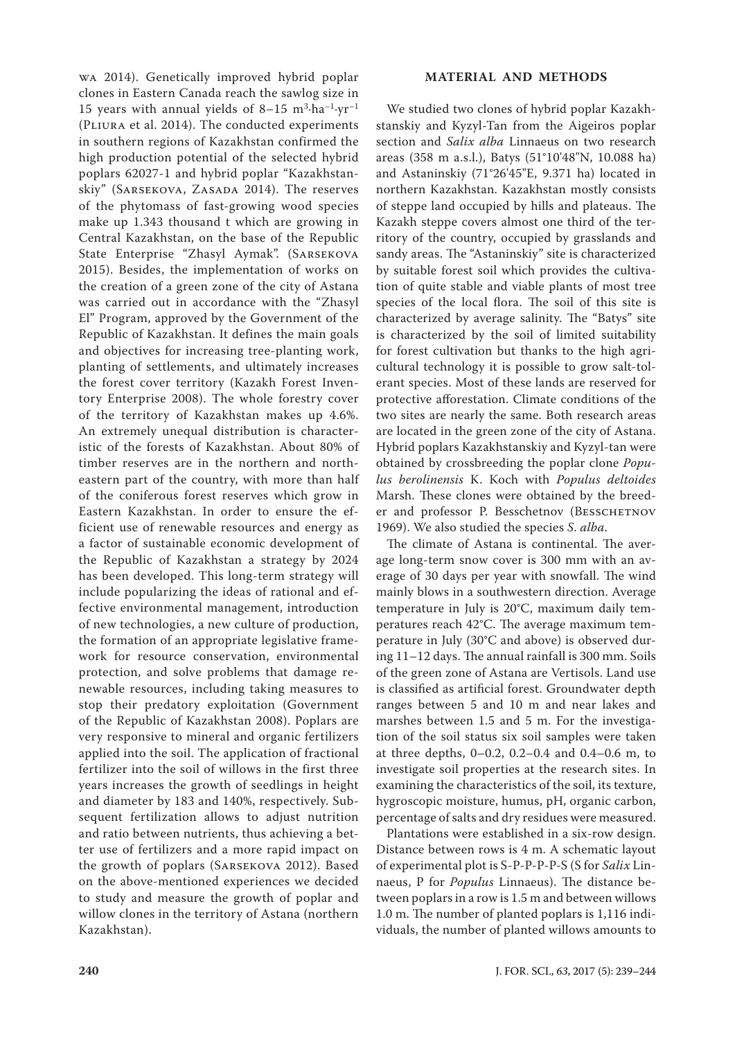wa 2014). Genetically improved hybrid poplar clones in Eastern Canada reach the sawlog size in 15 years with annual yields of 8–15 $m^3 \cdot ha^{-1} \cdot yr^{-1}$ (Pliura et al. 2014). The conducted experiments in southern regions of Kazakhstan confirmed the high production potential of the selected hybrid poplars 62027-1 and hybrid poplar "Kazakhstanskiy" (Sarsekova, Zasada 2014). The reserves of the phytomass of fast-growing wood species make up 1.343 thousand t which are growing in Central Kazakhstan, on the base of the Republic State Enterprise "Zhasyl Aymak". (Sarsekova 2015). Besides, the implementation of works on the creation of a green zone of the city of Astana was carried out in accordance with the "Zhasyl El" Program, approved by the Government of the Republic of Kazakhstan. It defines the main goals and objectives for increasing tree-planting work, planting of settlements, and ultimately increases the forest cover territory (Kazakh Forest Inventory Enterprise 2008). The whole forestry cover of the territory of Kazakhstan makes up 4.6%. An extremely unequal distribution is characteristic of the forests of Kazakhstan. About 80% of timber reserves are in the northern and northeastern part of the country, with more than half of the coniferous forest reserves which grow in Eastern Kazakhstan. In order to ensure the efficient use of renewable resources and energy as a factor of sustainable economic development of the Republic of Kazakhstan a strategy by 2024 has been developed. This long-term strategy will include popularizing the ideas of rational and effective environmental management, introduction of new technologies, a new culture of production, the formation of an appropriate legislative framework for resource conservation, environmental protection, and solve problems that damage renewable resources, including taking measures to stop their predatory exploitation (Government of the Republic of Kazakhstan 2008). Poplars are very responsive to mineral and organic fertilizers applied into the soil. The application of fractional fertilizer into the soil of willows in the first three years increases the growth of seedlings in height and diameter by 183 and 140%, respectively. Subsequent fertilization allows to adjust nutrition and ratio between nutrients, thus achieving a better use of fertilizers and a more rapid impact on the growth of poplars (Sarsekova 2012). Based on the above-mentioned experiences we decided to study and measure the growth of poplar and willow clones in the territory of Astana (northern Kazakhstan).

## MATERIAL AND METHODS

We studied two clones of hybrid poplar Kazakhstanskiy and Kyzyl-Tan from the Aigeiros poplar section and *Salix alba* Linnaeus on two research areas (358 m a.s.l.), Batys (51°10'48"N, 10.088 ha) and Astaninskiy (71°26'45"E, 9.371 ha) located in northern Kazakhstan. Kazakhstan mostly consists of steppe land occupied by hills and plateaus. The Kazakh steppe covers almost one third of the territory of the country, occupied by grasslands and sandy areas. The "Astaninskiy" site is characterized by suitable forest soil which provides the cultivation of quite stable and viable plants of most tree species of the local flora. The soil of this site is characterized by average salinity. The "Batys" site is characterized by the soil of limited suitability for forest cultivation but thanks to the high agricultural technology it is possible to grow salt-tolerant species. Most of these lands are reserved for protective afforestation. Climate conditions of the two sites are nearly the same. Both research areas are located in the green zone of the city of Astana. Hybrid poplars Kazakhstanskiy and Kyzyl-tan were obtained by crossbreeding the poplar clone *Populus berolinensis* K. Koch with *Populus deltoides* Marsh. These clones were obtained by the breeder and professor P. Besschetnov (Besschetnov 1969). We also studied the species *S. alba*.

The climate of Astana is continental. The average long-term snow cover is 300 mm with an average of 30 days per year with snowfall. The wind mainly blows in a southwestern direction. Average temperature in July is 20°C, maximum daily temperatures reach 42°C. The average maximum temperature in July (30°C and above) is observed during 11–12 days. The annual rainfall is 300 mm. Soils of the green zone of Astana are Vertisols. Land use is classified as artificial forest. Groundwater depth ranges between 5 and 10 m and near lakes and marshes between 1.5 and 5 m. For the investigation of the soil status six soil samples were taken at three depths, 0–0.2, 0.2–0.4 and 0.4–0.6 m, to investigate soil properties at the research sites. In examining the characteristics of the soil, its texture, hygroscopic moisture, humus, pH, organic carbon, percentage of salts and dry residues were measured.

Plantations were established in a six-row design. Distance between rows is 4 m. A schematic layout of experimental plot is S-P-P-P-P-S (S for *Salix* Linnaeus, P for *Populus* Linnaeus). The distance between poplars in a row is 1.5 m and between willows 1.0 m. The number of planted poplars is 1,116 individuals, the number of planted willows amounts to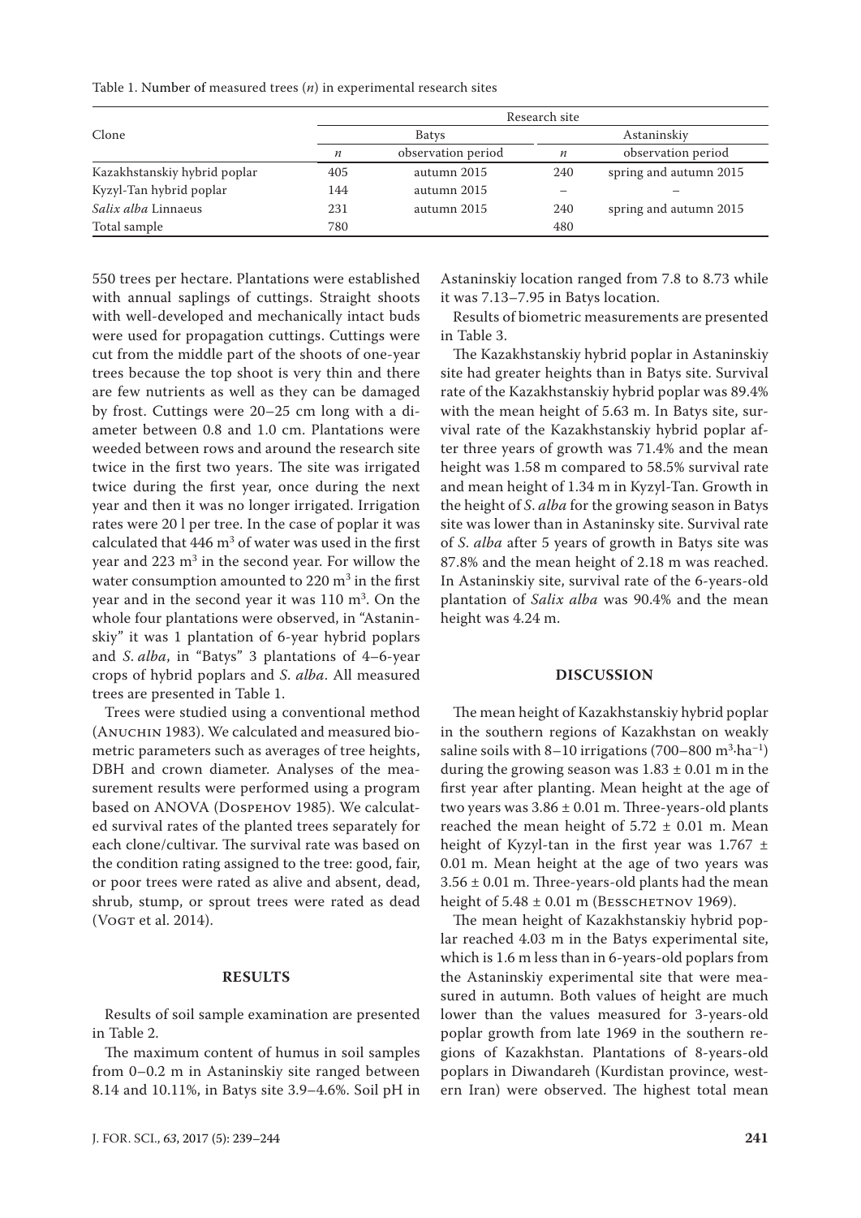Table 1. Number of measured trees ($n$) in experimental research sites

| Clone | Research site | | | |
|---|---|---|---|---|
| | Batys | | Astaninskiy | |
| | $n$ | observation period | $n$ | observation period |
| Kazakhstanskiy hybrid poplar | 405 | autumn 2015 | 240 | spring and autumn 2015 |
| Kyzyl-Tan hybrid poplar | 144 | autumn 2015 | – | – |
| *Salix alba* Linnaeus | 231 | autumn 2015 | 240 | spring and autumn 2015 |
| Total sample | 780 | | 480 | |

550 trees per hectare. Plantations were established with annual saplings of cuttings. Straight shoots with well-developed and mechanically intact buds were used for propagation cuttings. Cuttings were cut from the middle part of the shoots of one-year trees because the top shoot is very thin and there are few nutrients as well as they can be damaged by frost. Cuttings were 20–25 cm long with a diameter between 0.8 and 1.0 cm. Plantations were weeded between rows and around the research site twice in the first two years. The site was irrigated twice during the first year, once during the next year and then it was no longer irrigated. Irrigation rates were 20 l per tree. In the case of poplar it was calculated that 446 $m^3$ of water was used in the first year and 223 $m^3$ in the second year. For willow the water consumption amounted to 220 $m^3$ in the first year and in the second year it was 110 $m^3$. On the whole four plantations were observed, in "Astaninskiy" it was 1 plantation of 6-year hybrid poplars and *S. alba*, in "Batys" 3 plantations of 4–6-year crops of hybrid poplars and *S. alba*. All measured trees are presented in Table 1.

Trees were studied using a conventional method (Anuchin 1983). We calculated and measured biometric parameters such as averages of tree heights, DBH and crown diameter. Analyses of the measurement results were performed using a program based on ANOVA (Dospehov 1985). We calculated survival rates of the planted trees separately for each clone/cultivar. The survival rate was based on the condition rating assigned to the tree: good, fair, or poor trees were rated as alive and absent, dead, shrub, stump, or sprout trees were rated as dead (Vogt et al. 2014).

## RESULTS

Results of soil sample examination are presented in Table 2.

The maximum content of humus in soil samples from 0–0.2 m in Astaninskiy site ranged between 8.14 and 10.11%, in Batys site 3.9–4.6%. Soil pH in Astaninskiy location ranged from 7.8 to 8.73 while it was 7.13–7.95 in Batys location.

Results of biometric measurements are presented in Table 3.

The Kazakhstanskiy hybrid poplar in Astaninskiy site had greater heights than in Batys site. Survival rate of the Kazakhstanskiy hybrid poplar was 89.4% with the mean height of 5.63 m. In Batys site, survival rate of the Kazakhstanskiy hybrid poplar after three years of growth was 71.4% and the mean height was 1.58 m compared to 58.5% survival rate and mean height of 1.34 m in Kyzyl-Tan. Growth in the height of *S. alba* for the growing season in Batys site was lower than in Astaninsky site. Survival rate of *S. alba* after 5 years of growth in Batys site was 87.8% and the mean height of 2.18 m was reached. In Astaninskiy site, survival rate of the 6-years-old plantation of *Salix alba* was 90.4% and the mean height was 4.24 m.

## DISCUSSION

The mean height of Kazakhstanskiy hybrid poplar in the southern regions of Kazakhstan on weakly saline soils with 8–10 irrigations (700–800 $m^3 \cdot ha^{-1}$) during the growing season was $1.83 \pm 0.01$ m in the first year after planting. Mean height at the age of two years was $3.86 \pm 0.01$ m. Three-years-old plants reached the mean height of $5.72 \pm 0.01$ m. Mean height of Kyzyl-tan in the first year was $1.767 \pm 0.01$ m. Mean height at the age of two years was $3.56 \pm 0.01$ m. Three-years-old plants had the mean height of $5.48 \pm 0.01$ m (Ësschetnov 1969).

The mean height of Kazakhstanskiy hybrid poplar reached 4.03 m in the Batys experimental site, which is 1.6 m less than in 6-years-old poplars from the Astaninskiy experimental site that were measured in autumn. Both values of height are much lower than the values measured for 3-years-old poplar growth from late 1969 in the southern regions of Kazakhstan. Plantations of 8-years-old poplars in Diwandareh (Kurdistan province, western Iran) were observed. The highest total mean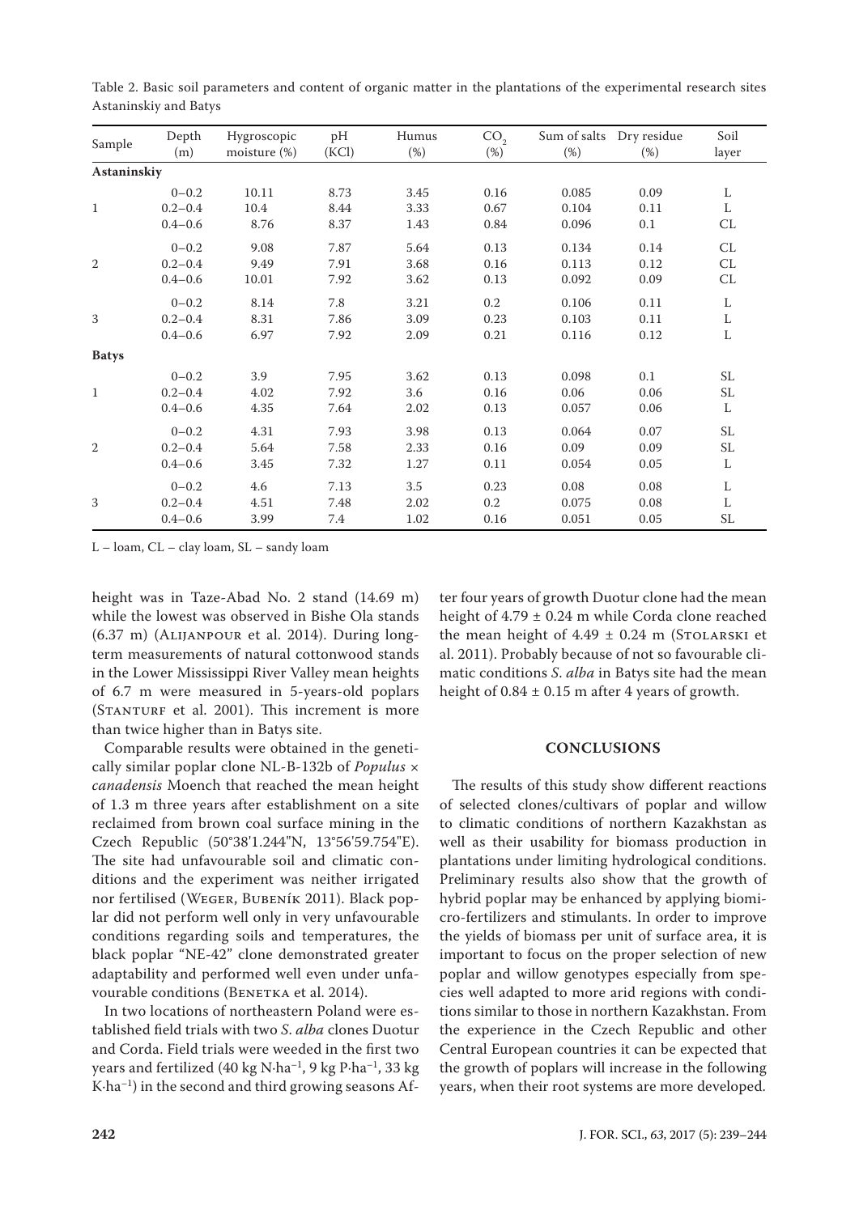Table 2. Basic soil parameters and content of organic matter in the plantations of the experimental research sites Astaninskiy and Batys

| Sample | Depth (m) | Hygroscopic moisture (%) | pH (KCl) | Humus (%) | $CO_2$ (%) | Sum of salts (%) | Dry residue (%) | Soil layer |
|---|---|---|---|---|---|---|---|---|
| **Astaninskiy** | | | | | | | | |
| 1 | 0–0.2 | 10.11 | 8.73 | 3.45 | 0.16 | 0.085 | 0.09 | L |
| | 0.2–0.4 | 10.4 | 8.44 | 3.33 | 0.67 | 0.104 | 0.11 | L |
| | 0.4–0.6 | 8.76 | 8.37 | 1.43 | 0.84 | 0.096 | 0.1 | CL |
| 2 | 0–0.2 | 9.08 | 7.87 | 5.64 | 0.13 | 0.134 | 0.14 | CL |
| | 0.2–0.4 | 9.49 | 7.91 | 3.68 | 0.16 | 0.113 | 0.12 | CL |
| | 0.4–0.6 | 10.01 | 7.92 | 3.62 | 0.13 | 0.092 | 0.09 | CL |
| 3 | 0–0.2 | 8.14 | 7.8 | 3.21 | 0.2 | 0.106 | 0.11 | L |
| | 0.2–0.4 | 8.31 | 7.86 | 3.09 | 0.23 | 0.103 | 0.11 | L |
| | 0.4–0.6 | 6.97 | 7.92 | 2.09 | 0.21 | 0.116 | 0.12 | L |
| **Batys** | | | | | | | | |
| 1 | 0–0.2 | 3.9 | 7.95 | 3.62 | 0.13 | 0.098 | 0.1 | SL |
| | 0.2–0.4 | 4.02 | 7.92 | 3.6 | 0.16 | 0.06 | 0.06 | SL |
| | 0.4–0.6 | 4.35 | 7.64 | 2.02 | 0.13 | 0.057 | 0.06 | L |
| 2 | 0–0.2 | 4.31 | 7.93 | 3.98 | 0.13 | 0.064 | 0.07 | SL |
| | 0.2–0.4 | 5.64 | 7.58 | 2.33 | 0.16 | 0.09 | 0.09 | SL |
| | 0.4–0.6 | 3.45 | 7.32 | 1.27 | 0.11 | 0.054 | 0.05 | L |
| 3 | 0–0.2 | 4.6 | 7.13 | 3.5 | 0.23 | 0.08 | 0.08 | L |
| | 0.2–0.4 | 4.51 | 7.48 | 2.02 | 0.2 | 0.075 | 0.08 | L |
| | 0.4–0.6 | 3.99 | 7.4 | 1.02 | 0.16 | 0.051 | 0.05 | SL |

L – loam, CL – clay loam, SL – sandy loam

height was in Taze-Abad No. 2 stand (14.69 m) while the lowest was observed in Bishe Ola stands (6.37 m) (Alijanpour et al. 2014). During long-term measurements of natural cottonwood stands in the Lower Mississippi River Valley mean heights of 6.7 m were measured in 5-years-old poplars (Stanturf et al. 2001). This increment is more than twice higher than in Batys site.

Comparable results were obtained in the genetically similar poplar clone NL-B-132b of *Populus × canadensis* Moench that reached the mean height of 1.3 m three years after establishment on a site reclaimed from brown coal surface mining in the Czech Republic (50°38'1.244"N, 13°56'59.754"E). The site had unfavourable soil and climatic conditions and the experiment was neither irrigated nor fertilised (Weger, Bubeník 2011). Black poplar did not perform well only in very unfavourable conditions regarding soils and temperatures, the black poplar "NE-42" clone demonstrated greater adaptability and performed well even under unfavourable conditions (Benetka et al. 2014).

In two locations of northeastern Poland were established field trials with two *S. alba* clones Duotur and Corda. Field trials were weeded in the first two years and fertilized (40 kg N·ha$^{-1}$, 9 kg P·ha$^{-1}$, 33 kg K·ha$^{-1}$) in the second and third growing seasons After four years of growth Duotur clone had the mean height of 4.79 ± 0.24 m while Corda clone reached the mean height of 4.49 ± 0.24 m (Stolarski et al. 2011). Probably because of not so favourable climatic conditions *S. alba* in Batys site had the mean height of 0.84 ± 0.15 m after 4 years of growth.

## CONCLUSIONS

The results of this study show different reactions of selected clones/cultivars of poplar and willow to climatic conditions of northern Kazakhstan as well as their usability for biomass production in plantations under limiting hydrological conditions. Preliminary results also show that the growth of hybrid poplar may be enhanced by applying biomicro-fertilizers and stimulants. In order to improve the yields of biomass per unit of surface area, it is important to focus on the proper selection of new poplar and willow genotypes especially from species well adapted to more arid regions with conditions similar to those in northern Kazakhstan. From the experience in the Czech Republic and other Central European countries it can be expected that the growth of poplars will increase in the following years, when their root systems are more developed.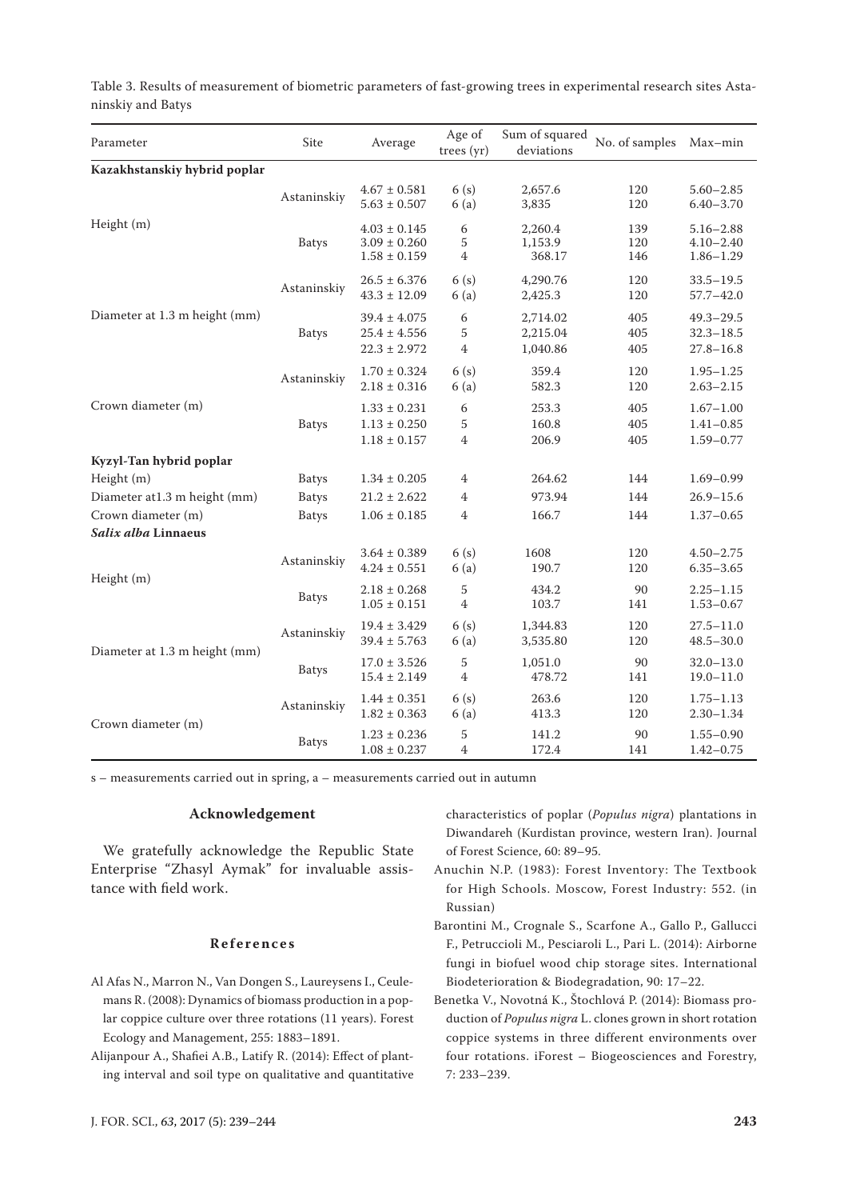Table 3. Results of measurement of biometric parameters of fast-growing trees in experimental research sites Astaninskiy and Batys

| Parameter | Site | Average | Age of trees (yr) | Sum of squared deviations | No. of samples | Max–min |
|---|---|---|---|---|---|---|
| **Kazakhstanskiy hybrid poplar** | | | | | | |
| Height (m) | Astaninskiy | 4.67 ± 0.581 | 6 (s) | 2,657.6 | 120 | 5.60–2.85 |
| | | 5.63 ± 0.507 | 6 (a) | 3,835 | 120 | 6.40–3.70 |
| | Batys | 4.03 ± 0.145 | 6 | 2,260.4 | 139 | 5.16–2.88 |
| | | 3.09 ± 0.260 | 5 | 1,153.9 | 120 | 4.10–2.40 |
| | | 1.58 ± 0.159 | 4 | 368.17 | 146 | 1.86–1.29 |
| Diameter at 1.3 m height (mm) | Astaninskiy | 26.5 ± 6.376 | 6 (s) | 4,290.76 | 120 | 33.5–19.5 |
| | | 43.3 ± 12.09 | 6 (a) | 2,425.3 | 120 | 57.7–42.0 |
| | Batys | 39.4 ± 4.075 | 6 | 2,714.02 | 405 | 49.3–29.5 |
| | | 25.4 ± 4.556 | 5 | 2,215.04 | 405 | 32.3–18.5 |
| | | 22.3 ± 2.972 | 4 | 1,040.86 | 405 | 27.8–16.8 |
| Crown diameter (m) | Astaninskiy | 1.70 ± 0.324 | 6 (s) | 359.4 | 120 | 1.95–1.25 |
| | | 2.18 ± 0.316 | 6 (a) | 582.3 | 120 | 2.63–2.15 |
| | Batys | 1.33 ± 0.231 | 6 | 253.3 | 405 | 1.67–1.00 |
| | | 1.13 ± 0.250 | 5 | 160.8 | 405 | 1.41–0.85 |
| | | 1.18 ± 0.157 | 4 | 206.9 | 405 | 1.59–0.77 |
| **Kyzyl-Tan hybrid poplar** | | | | | | |
| Height (m) | Batys | 1.34 ± 0.205 | 4 | 264.62 | 144 | 1.69–0.99 |
| Diameter at1.3 m height (mm) | Batys | 21.2 ± 2.622 | 4 | 973.94 | 144 | 26.9–15.6 |
| Crown diameter (m) | Batys | 1.06 ± 0.185 | 4 | 166.7 | 144 | 1.37–0.65 |
| ***Salix alba* Linnaeus** | | | | | | |
| Height (m) | Astaninskiy | 3.64 ± 0.389 | 6 (s) | 1608 | 120 | 4.50–2.75 |
| | | 4.24 ± 0.551 | 6 (a) | 190.7 | 120 | 6.35–3.65 |
| | Batys | 2.18 ± 0.268 | 5 | 434.2 | 90 | 2.25–1.15 |
| | | 1.05 ± 0.151 | 4 | 103.7 | 141 | 1.53–0.67 |
| Diameter at 1.3 m height (mm) | Astaninskiy | 19.4 ± 3.429 | 6 (s) | 1,344.83 | 120 | 27.5–11.0 |
| | | 39.4 ± 5.763 | 6 (a) | 3,535.80 | 120 | 48.5–30.0 |
| | Batys | 17.0 ± 3.526 | 5 | 1,051.0 | 90 | 32.0–13.0 |
| | | 15.4 ± 2.149 | 4 | 478.72 | 141 | 19.0–11.0 |
| Crown diameter (m) | Astaninskiy | 1.44 ± 0.351 | 6 (s) | 263.6 | 120 | 1.75–1.13 |
| | | 1.82 ± 0.363 | 6 (a) | 413.3 | 120 | 2.30–1.34 |
| | Batys | 1.23 ± 0.236 | 5 | 141.2 | 90 | 1.55–0.90 |
| | | 1.08 ± 0.237 | 4 | 172.4 | 141 | 1.42–0.75 |

s – measurements carried out in spring, a – measurements carried out in autumn

## Acknowledgement

We gratefully acknowledge the Republic State Enterprise "Zhasyl Aymak" for invaluable assistance with field work.

## References

Al Afas N., Marron N., Van Dongen S., Laureysens I., Ceulemans R. (2008): Dynamics of biomass production in a poplar coppice culture over three rotations (11 years). Forest Ecology and Management, 255: 1883–1891.

Alijanpour A., Shafiei A.B., Latify R. (2014): Effect of planting interval and soil type on qualitative and quantitative characteristics of poplar (*Populus nigra*) plantations in Diwandareh (Kurdistan province, western Iran). Journal of Forest Science, 60: 89–95.

Anuchin N.P. (1983): Forest Inventory: The Textbook for High Schools. Moscow, Forest Industry: 552. (in Russian)

Barontini M., Crognale S., Scarfone A., Gallo P., Gallucci F., Petruccioli M., Pesciaroli L., Pari L. (2014): Airborne fungi in biofuel wood chip storage sites. International Biodeterioration & Biodegradation, 90: 17–22.

Benetka V., Novotná K., Štochlová P. (2014): Biomass production of *Populus nigra* L. clones grown in short rotation coppice systems in three different environments over four rotations. iForest – Biogeosciences and Forestry, 7: 233–239.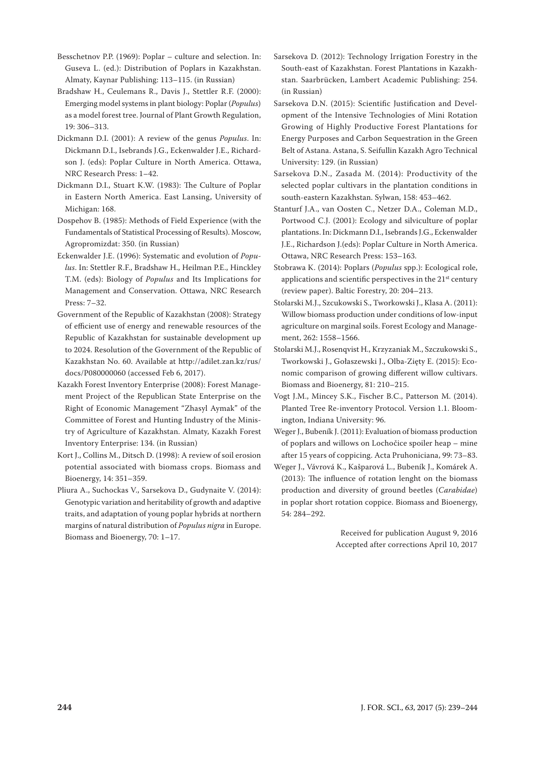Besschetnov P.P. (1969): Poplar – culture and selection. In: Guseva L. (ed.): Distribution of Poplars in Kazakhstan. Almaty, Kaynar Publishing: 113–115. (in Russian)

Bradshaw H., Ceulemans R., Davis J., Stettler R.F. (2000): Emerging model systems in plant biology: Poplar (*Populus*) as a model forest tree. Journal of Plant Growth Regulation, 19: 306–313.

Dickmann D.I. (2001): A review of the genus *Populus*. In: Dickmann D.I., Isebrands J.G., Eckenwalder J.E., Richardson J. (eds): Poplar Culture in North America. Ottawa, NRC Research Press: 1–42.

Dickmann D.I., Stuart K.W. (1983): The Culture of Poplar in Eastern North America. East Lansing, University of Michigan: 168.

Dospehov B. (1985): Methods of Field Experience (with the Fundamentals of Statistical Processing of Results). Moscow, Agropromizdat: 350. (in Russian)

Eckenwalder J.E. (1996): Systematic and evolution of *Populus*. In: Stettler R.F., Bradshaw H., Heilman P.E., Hinckley T.M. (eds): Biology of *Populus* and Its Implications for Management and Conservation. Ottawa, NRC Research Press: 7–32.

Government of the Republic of Kazakhstan (2008): Strategy of efficient use of energy and renewable resources of the Republic of Kazakhstan for sustainable development up to 2024. Resolution of the Government of the Republic of Kazakhstan No. 60. Available at http://adilet.zan.kz/rus/docs/P080000060 (accessed Feb 6, 2017).

Kazakh Forest Inventory Enterprise (2008): Forest Management Project of the Republican State Enterprise on the Right of Economic Management "Zhasyl Aymak" of the Committee of Forest and Hunting Industry of the Ministry of Agriculture of Kazakhstan. Almaty, Kazakh Forest Inventory Enterprise: 134. (in Russian)

Kort J., Collins M., Ditsch D. (1998): A review of soil erosion potential associated with biomass crops. Biomass and Bioenergy, 14: 351–359.

Pliura A., Suchockas V., Sarsekova D., Gudynaite V. (2014): Genotypic variation and heritability of growth and adaptive traits, and adaptation of young poplar hybrids at northern margins of natural distribution of *Populus nigra* in Europe. Biomass and Bioenergy, 70: 1–17.

Sarsekova D. (2012): Technology Irrigation Forestry in the South-east of Kazakhstan. Forest Plantations in Kazakhstan. Saarbrücken, Lambert Academic Publishing: 254. (in Russian)

Sarsekova D.N. (2015): Scientific Justification and Development of the Intensive Technologies of Mini Rotation Growing of Highly Productive Forest Plantations for Energy Purposes and Carbon Sequestration in the Green Belt of Astana. Astana, S. Seifullin Kazakh Agro Technical University: 129. (in Russian)

Sarsekova D.N., Zasada M. (2014): Productivity of the selected poplar cultivars in the plantation conditions in south-eastern Kazakhstan. Sylwan, 158: 453–462.

Stanturf J.A., van Oosten C., Netzer D.A., Coleman M.D., Portwood C.J. (2001): Ecology and silviculture of poplar plantations. In: Dickmann D.I., Isebrands J.G., Eckenwalder J.E., Richardson J.(eds): Poplar Culture in North America. Ottawa, NRC Research Press: 153–163.

Stobrawa K. (2014): Poplars (*Populus* spp.): Ecological role, applications and scientific perspectives in the 21st century (review paper). Baltic Forestry, 20: 204–213.

Stolarski M.J., Szczukowski S., Tworkowski J., Klasa A. (2011): Willow biomass production under conditions of low-input agriculture on marginal soils. Forest Ecology and Management, 262: 1558–1566.

Stolarski M.J., Rosenqvist H., Krzyzaniak M., Szczukowski S., Tworkowski J., Gołaszewski J., Olba-Zięty E. (2015): Economic comparison of growing different willow cultivars. Biomass and Bioenergy, 81: 210–215.

Vogt J.M., Mincey S.K., Fischer B.C., Patterson M. (2014). Planted Tree Re-inventory Protocol. Version 1.1. Bloomington, Indiana University: 96.

Weger J., Bubeník J. (2011): Evaluation of biomass production of poplars and willows on Lochočice spoiler heap – mine after 15 years of coppicing. Acta Pruhoniciana, 99: 73–83.

Weger J., Vávrová K., Kašparová L., Bubeník J., Komárek A. (2013): The influence of rotation lenght on the biomass production and diversity of ground beetles (*Carabidae*) in poplar short rotation coppice. Biomass and Bioenergy, 54: 284–292.

Received for publication August 9, 2016
Accepted after corrections April 10, 2017